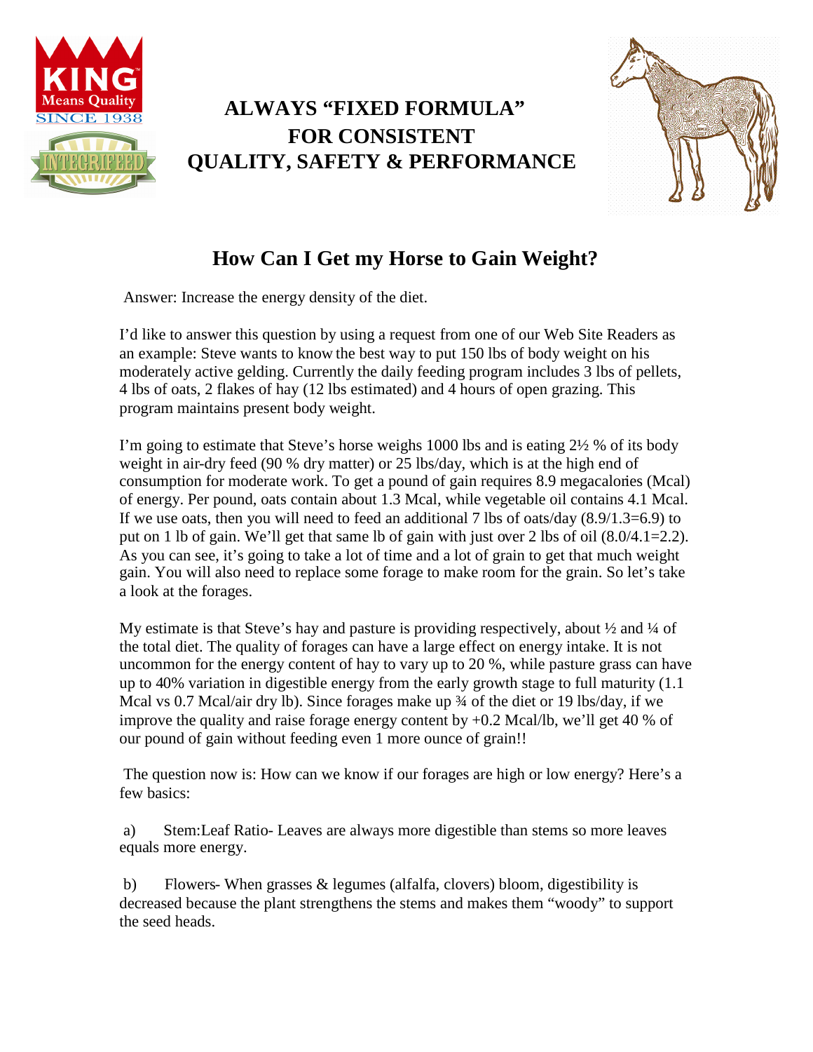# ALWAYS "FIXED FORMULA" FOR CONSISTENT QUALITY, SAFETY & PERFORMANCE

## How Can I Get my Horse to Gain Weight?

Answer: Increase the energy density of the diet.

I'd like to answer this question by using a request from one of our Web Site Readers as an example: Steve wants to know the best way to put 150 lbs of body weight on his moderately active gelding. Currently the daily feeding program includes 3 lbs of pellets, 4 lbs of oats, 2 flakes of hay (12 lbs estimated) and 4 hours of open grazing. This program maintains present body weight.

I'm going to estimate that Steve's horse weighs 1000 lbs and is eating 2½ % of its body weight in air-dry feed (90 % dry matter) or 25 lbs/day, which is at the high end of consumption for moderate work. To get a pound of gain requires 8.9 megacalories (Mcal) of energy. Per pound, oats contain about 1.3 Mcal, while vegetable oil contains 4.1 Mcal. If we use oats, then you will need to feed an additional 7 lbs of oats/day (8.9/1.3=6.9) to put on 1 lb of gain. We'll get that same lb of gain with just over 2 lbs of oil (8.0/4.1=2.2). As you can see, it's going to take a lot of time and a lot of grain to get that much weight gain. You will also need to replace some forage to make room for the grain. So let's take a look at the forages.

My estimate is that Steve's hay and pasture is providing respectively, about ½ and ¼ of the total diet. The quality of forages can have a large effect on energy intake. It is not uncommon for the energy content of hay to vary up to 20 %, while pasture grass can have up to 40% variation in digestible energy from the early growth stage to full maturity (1.1 Mcal vs 0.7 Mcal/air dry lb). Since forages make up ¾ of the diet or 19 lbs/day, if we improve the quality and raise forage energy content by +0.2 Mcal/lb, we'll get 40 % of our pound of gain without feeding even 1 more ounce of grain!!

The question now is: How can we know if our forages are high or low energy? Here's a few basics:

a) Stem:Leaf Ratio- Leaves are always more digestible than stems so more leaves equals more energy.

b) Flowers- When grasses & legumes (alfalfa, clovers) bloom, digestibility is decreased because the plant strengthens the stems and makes them "woody" to support the seed heads.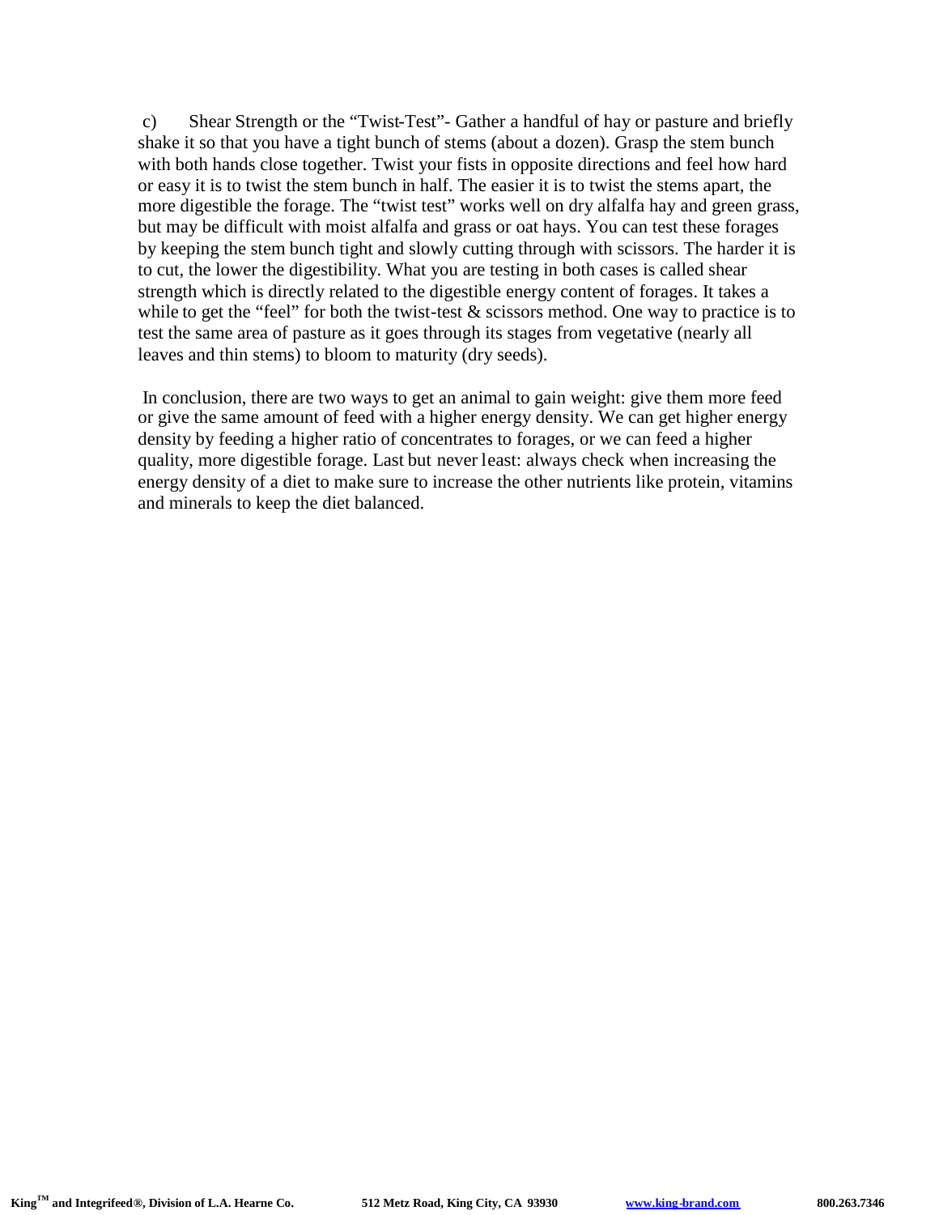c) Shear Strength or the "Twist-Test"- Gather a handful of hay or pasture and briefly shake it so that you have a tight bunch of stems (about a dozen). Grasp the stem bunch with both hands close together. Twist your fists in opposite directions and feel how hard or easy it is to twist the stem bunch in half. The easier it is to twist the stems apart, the more digestible the forage. The "twist test" works well on dry alfalfa hay and green grass, but may be difficult with moist alfalfa and grass or oat hays. You can test these forages by keeping the stem bunch tight and slowly cutting through with scissors. The harder it is to cut, the lower the digestibility. What you are testing in both cases is called shear strength which is directly related to the digestible energy content of forages. It takes a while to get the "feel" for both the twist-test & scissors method. One way to practice is to test the same area of pasture as it goes through its stages from vegetative (nearly all leaves and thin stems) to bloom to maturity (dry seeds).

In conclusion, there are two ways to get an animal to gain weight: give them more feed or give the same amount of feed with a higher energy density. We can get higher energy density by feeding a higher ratio of concentrates to forages, or we can feed a higher quality, more digestible forage. Last but never least: always check when increasing the energy density of a diet to make sure to increase the other nutrients like protein, vitamins and minerals to keep the diet balanced.